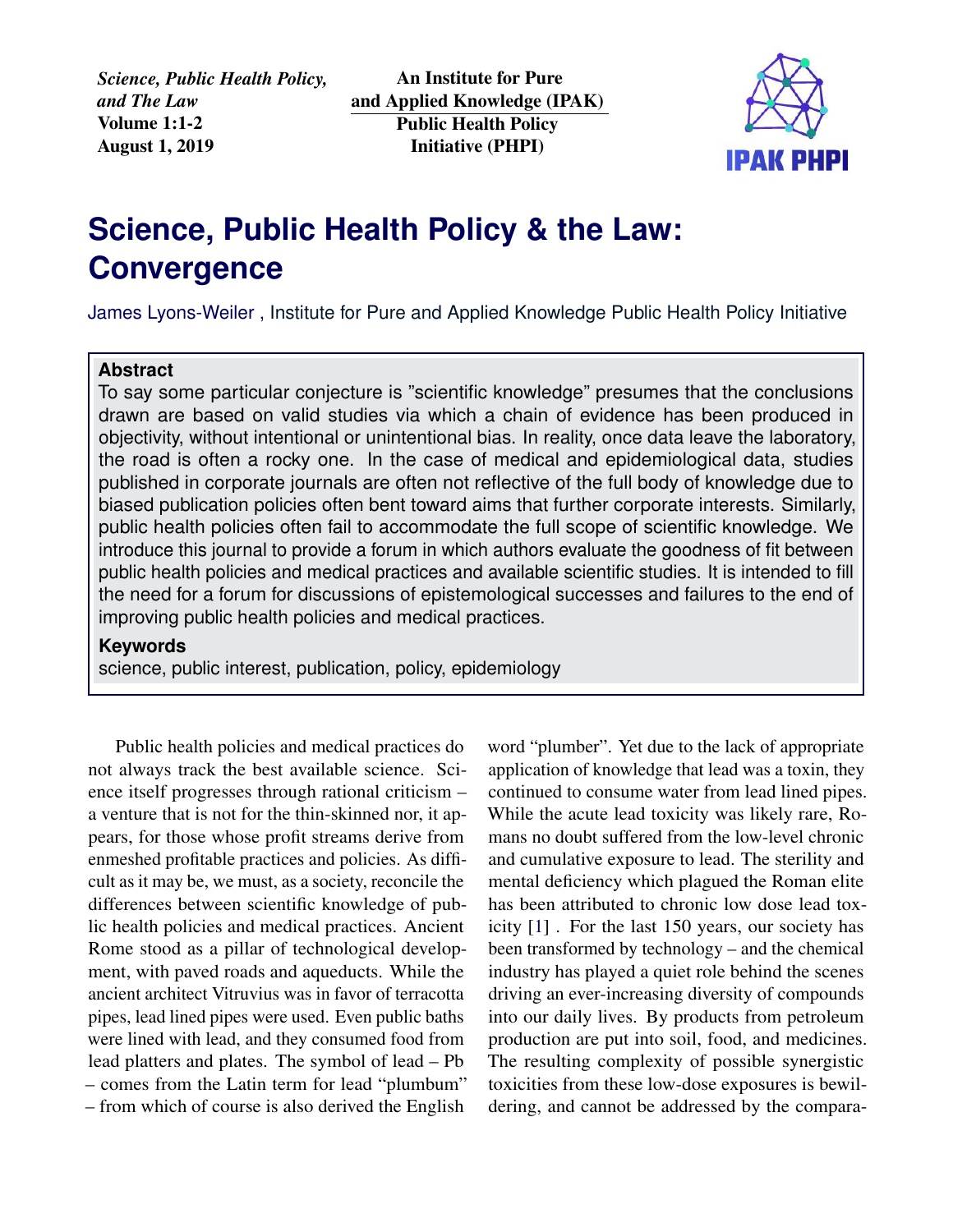*Science, Public Health Policy, and The Law*
**Volume 1:1-2**
**August 1, 2019**

**An Institute for Pure and Applied Knowledge (IPAK) Public Health Policy Initiative (PHPI)**

# Science, Public Health Policy & the Law: Convergence

James Lyons-Weiler , Institute for Pure and Applied Knowledge Public Health Policy Initiative

**Abstract**

To say some particular conjecture is "scientific knowledge" presumes that the conclusions drawn are based on valid studies via which a chain of evidence has been produced in objectivity, without intentional or unintentional bias. In reality, once data leave the laboratory, the road is often a rocky one. In the case of medical and epidemiological data, studies published in corporate journals are often not reflective of the full body of knowledge due to biased publication policies often bent toward aims that further corporate interests. Similarly, public health policies often fail to accommodate the full scope of scientific knowledge. We introduce this journal to provide a forum in which authors evaluate the goodness of fit between public health policies and medical practices and available scientific studies. It is intended to fill the need for a forum for discussions of epistemological successes and failures to the end of improving public health policies and medical practices.

**Keywords**

science, public interest, publication, policy, epidemiology

Public health policies and medical practices do not always track the best available science. Science itself progresses through rational criticism – a venture that is not for the thin-skinned nor, it appears, for those whose profit streams derive from enmeshed profitable practices and policies. As difficult as it may be, we must, as a society, reconcile the differences between scientific knowledge of public health policies and medical practices. Ancient Rome stood as a pillar of technological development, with paved roads and aqueducts. While the ancient architect Vitruvius was in favor of terracotta pipes, lead lined pipes were used. Even public baths were lined with lead, and they consumed food from lead platters and plates. The symbol of lead – Pb – comes from the Latin term for lead "plumbum" – from which of course is also derived the English word "plumber". Yet due to the lack of appropriate application of knowledge that lead was a toxin, they continued to consume water from lead lined pipes. While the acute lead toxicity was likely rare, Romans no doubt suffered from the low-level chronic and cumulative exposure to lead. The sterility and mental deficiency which plagued the Roman elite has been attributed to chronic low dose lead toxicity [1] . For the last 150 years, our society has been transformed by technology – and the chemical industry has played a quiet role behind the scenes driving an ever-increasing diversity of compounds into our daily lives. By products from petroleum production are put into soil, food, and medicines. The resulting complexity of possible synergistic toxicities from these low-dose exposures is bewildering, and cannot be addressed by the compara-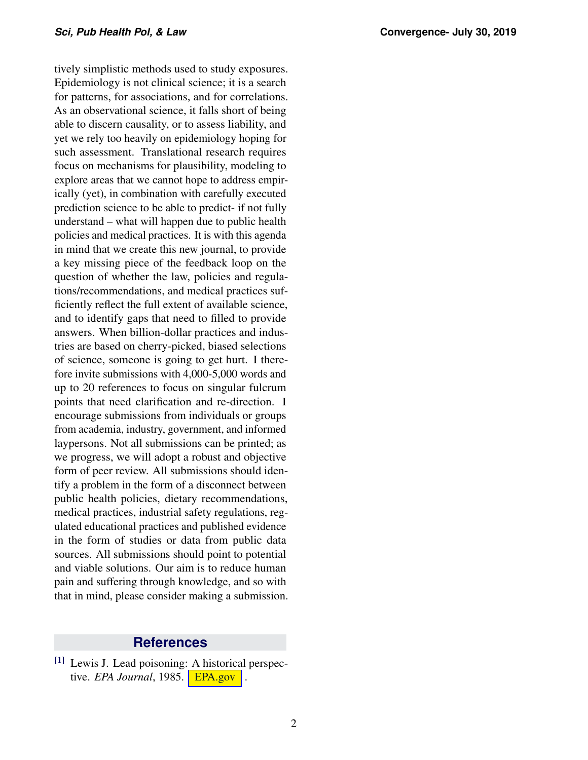tively simplistic methods used to study exposures. Epidemiology is not clinical science; it is a search for patterns, for associations, and for correlations. As an observational science, it falls short of being able to discern causality, or to assess liability, and yet we rely too heavily on epidemiology hoping for such assessment. Translational research requires focus on mechanisms for plausibility, modeling to explore areas that we cannot hope to address empirically (yet), in combination with carefully executed prediction science to be able to predict- if not fully understand – what will happen due to public health policies and medical practices. It is with this agenda in mind that we create this new journal, to provide a key missing piece of the feedback loop on the question of whether the law, policies and regulations/recommendations, and medical practices sufficiently reflect the full extent of available science, and to identify gaps that need to filled to provide answers. When billion-dollar practices and industries are based on cherry-picked, biased selections of science, someone is going to get hurt. I therefore invite submissions with 4,000-5,000 words and up to 20 references to focus on singular fulcrum points that need clarification and re-direction. I encourage submissions from individuals or groups from academia, industry, government, and informed laypersons. Not all submissions can be printed; as we progress, we will adopt a robust and objective form of peer review. All submissions should identify a problem in the form of a disconnect between public health policies, dietary recommendations, medical practices, industrial safety regulations, regulated educational practices and published evidence in the form of studies or data from public data sources. All submissions should point to potential and viable solutions. Our aim is to reduce human pain and suffering through knowledge, and so with that in mind, please consider making a submission.

## References

[1] Lewis J. Lead poisoning: A historical perspective. *EPA Journal*, 1985. EPA.gov .